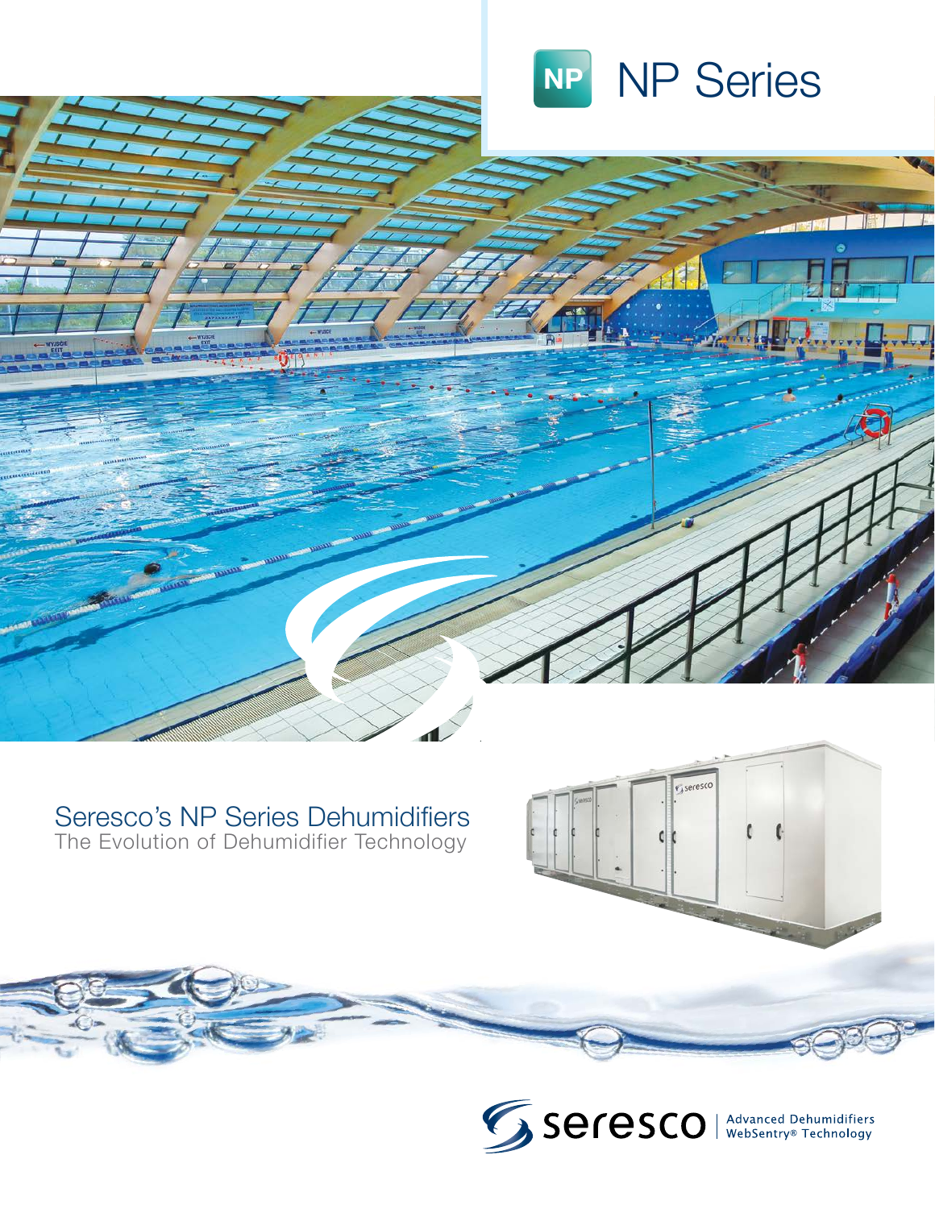# NP Series

## Seresco's NP Series Dehumidifiers

The Evolution of Dehumidifier Technology

seresco | Advanced Dehumidifiers WebSentry® Technology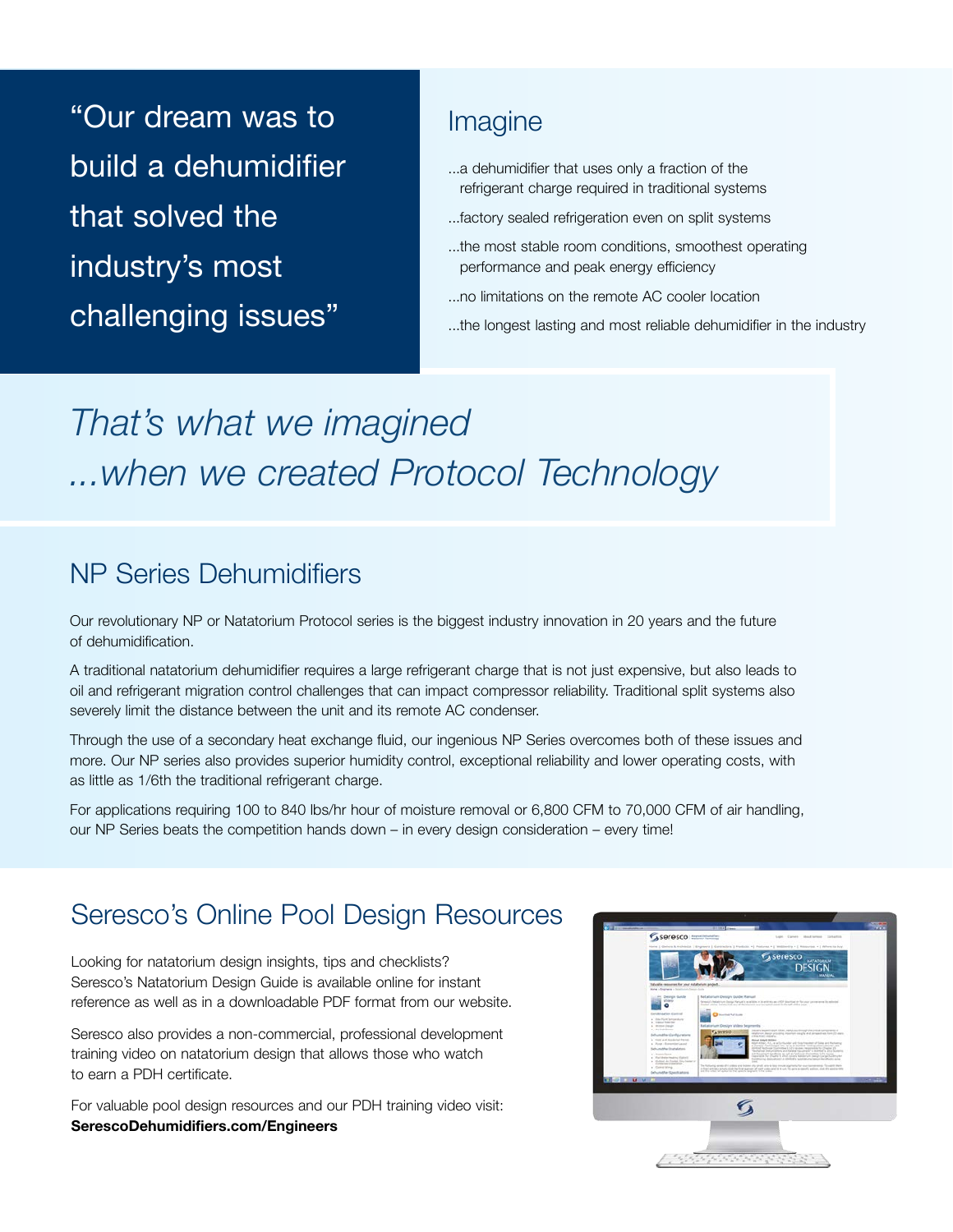“Our dream was to build a dehumidifier that solved the industry’s most challenging issues”

## Imagine

...a dehumidifier that uses only a fraction of the refrigerant charge required in traditional systems

...factory sealed refrigeration even on split systems

...the most stable room conditions, smoothest operating performance and peak energy efficiency

...no limitations on the remote AC cooler location

...the longest lasting and most reliable dehumidifier in the industry

*That’s what we imagined ...when we created Protocol Technology*

## NP Series Dehumidifiers

Our revolutionary NP or Natatorium Protocol series is the biggest industry innovation in 20 years and the future of dehumidification.

A traditional natatorium dehumidifier requires a large refrigerant charge that is not just expensive, but also leads to oil and refrigerant migration control challenges that can impact compressor reliability. Traditional split systems also severely limit the distance between the unit and its remote AC condenser.

Through the use of a secondary heat exchange fluid, our ingenious NP Series overcomes both of these issues and more. Our NP series also provides superior humidity control, exceptional reliability and lower operating costs, with as little as 1/6th the traditional refrigerant charge.

For applications requiring 100 to 840 lbs/hr hour of moisture removal or 6,800 CFM to 70,000 CFM of air handling, our NP Series beats the competition hands down – in every design consideration – every time!

## Seresco’s Online Pool Design Resources

Looking for natatorium design insights, tips and checklists? Seresco’s Natatorium Design Guide is available online for instant reference as well as in a downloadable PDF format from our website.

Seresco also provides a non-commercial, professional development training video on natatorium design that allows those who watch to earn a PDH certificate.

For valuable pool design resources and our PDH training video visit:
**SerescoDehumidifiers.com/Engineers**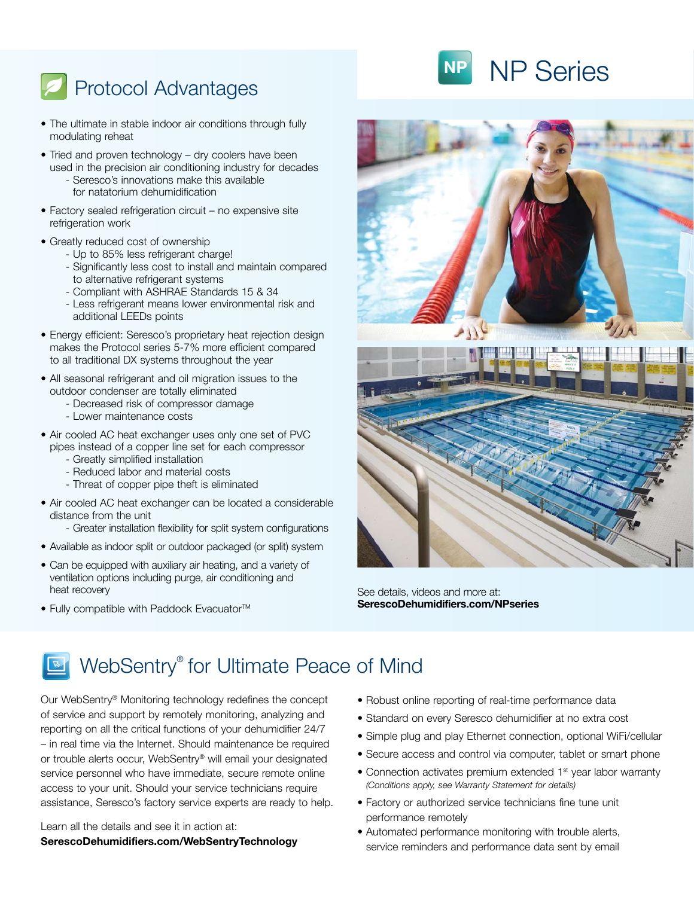# NP Series

## Protocol Advantages

- The ultimate in stable indoor air conditions through fully modulating reheat
- Tried and proven technology – dry coolers have been used in the precision air conditioning industry for decades
  - Seresco's innovations make this available for natatorium dehumidification
- Factory sealed refrigeration circuit – no expensive site refrigeration work
- Greatly reduced cost of ownership
  - Up to 85% less refrigerant charge!
  - Significantly less cost to install and maintain compared to alternative refrigerant systems
  - Compliant with ASHRAE Standards 15 & 34
  - Less refrigerant means lower environmental risk and additional LEEDs points
- Energy efficient: Seresco's proprietary heat rejection design makes the Protocol series 5-7% more efficient compared to all traditional DX systems throughout the year
- All seasonal refrigerant and oil migration issues to the outdoor condenser are totally eliminated
  - Decreased risk of compressor damage
  - Lower maintenance costs
- Air cooled AC heat exchanger uses only one set of PVC pipes instead of a copper line set for each compressor
  - Greatly simplified installation
  - Reduced labor and material costs
  - Threat of copper pipe theft is eliminated
- Air cooled AC heat exchanger can be located a considerable distance from the unit
  - Greater installation flexibility for split system configurations
- Available as indoor split or outdoor packaged (or split) system
- Can be equipped with auxiliary air heating, and a variety of ventilation options including purge, air conditioning and heat recovery
- Fully compatible with Paddock Evacuator™

See details, videos and more at:
**SerescoDehumidifiers.com/NPseries**

## WebSentry® for Ultimate Peace of Mind

Our WebSentry® Monitoring technology redefines the concept of service and support by remotely monitoring, analyzing and reporting on all the critical functions of your dehumidifier 24/7 – in real time via the Internet. Should maintenance be required or trouble alerts occur, WebSentry® will email your designated service personnel who have immediate, secure remote online access to your unit. Should your service technicians require assistance, Seresco's factory service experts are ready to help.

Learn all the details and see it in action at:
**SerescoDehumidifiers.com/WebSentryTechnology**

- Robust online reporting of real-time performance data
- Standard on every Seresco dehumidifier at no extra cost
- Simple plug and play Ethernet connection, optional WiFi/cellular
- Secure access and control via computer, tablet or smart phone
- Connection activates premium extended 1st year labor warranty
  *(Conditions apply, see Warranty Statement for details)*
- Factory or authorized service technicians fine tune unit performance remotely
- Automated performance monitoring with trouble alerts, service reminders and performance data sent by email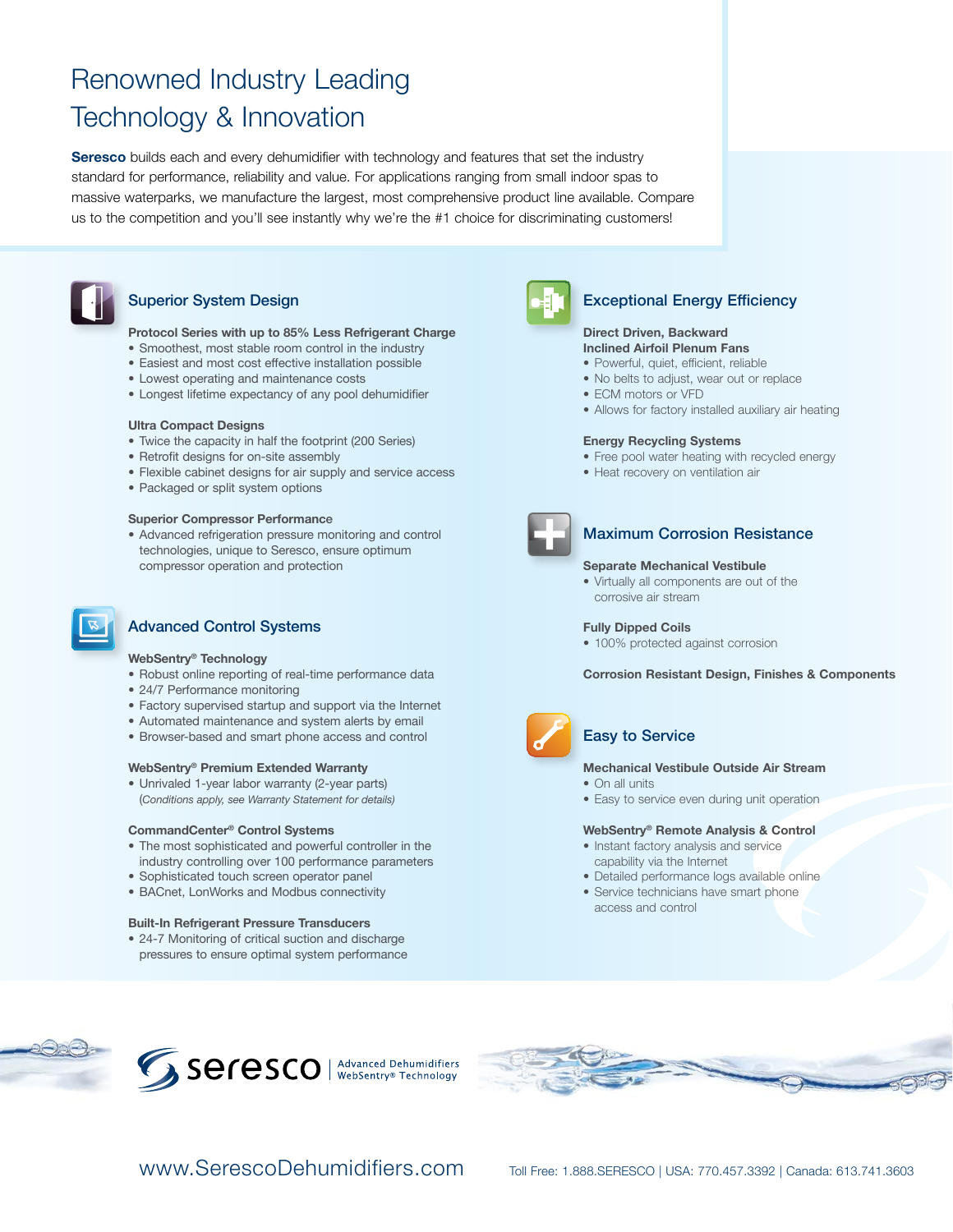# Renowned Industry Leading Technology & Innovation

**Seresco** builds each and every dehumidifier with technology and features that set the industry standard for performance, reliability and value. For applications ranging from small indoor spas to massive waterparks, we manufacture the largest, most comprehensive product line available. Compare us to the competition and you'll see instantly why we're the #1 choice for discriminating customers!

## Superior System Design

**Protocol Series with up to 85% Less Refrigerant Charge**

- Smoothest, most stable room control in the industry
- Easiest and most cost effective installation possible
- Lowest operating and maintenance costs
- Longest lifetime expectancy of any pool dehumidifier

**Ultra Compact Designs**

- Twice the capacity in half the footprint (200 Series)
- Retrofit designs for on-site assembly
- Flexible cabinet designs for air supply and service access
- Packaged or split system options

**Superior Compressor Performance**

- Advanced refrigeration pressure monitoring and control technologies, unique to Seresco, ensure optimum compressor operation and protection

## Advanced Control Systems

**WebSentry® Technology**

- Robust online reporting of real-time performance data
- 24/7 Performance monitoring
- Factory supervised startup and support via the Internet
- Automated maintenance and system alerts by email
- Browser-based and smart phone access and control

**WebSentry® Premium Extended Warranty**

- Unrivaled 1-year labor warranty (2-year parts)
  *(Conditions apply, see Warranty Statement for details)*

**CommandCenter® Control Systems**

- The most sophisticated and powerful controller in the industry controlling over 100 performance parameters
- Sophisticated touch screen operator panel
- BACnet, LonWorks and Modbus connectivity

**Built-In Refrigerant Pressure Transducers**

- 24-7 Monitoring of critical suction and discharge pressures to ensure optimal system performance

## Exceptional Energy Efficiency

**Direct Driven, Backward Inclined Airfoil Plenum Fans**

- Powerful, quiet, efficient, reliable
- No belts to adjust, wear out or replace
- ECM motors or VFD
- Allows for factory installed auxiliary air heating

**Energy Recycling Systems**

- Free pool water heating with recycled energy
- Heat recovery on ventilation air

## Maximum Corrosion Resistance

**Separate Mechanical Vestibule**

- Virtually all components are out of the corrosive air stream

**Fully Dipped Coils**

- 100% protected against corrosion

**Corrosion Resistant Design, Finishes & Components**

## Easy to Service

**Mechanical Vestibule Outside Air Stream**

- On all units
- Easy to service even during unit operation

**WebSentry® Remote Analysis & Control**

- Instant factory analysis and service capability via the Internet
- Detailed performance logs available online
- Service technicians have smart phone access and control

seresco | Advanced Dehumidifiers WebSentry® Technology

www.SerescoDehumidifiers.com

Toll Free: 1.888.SERESCO | USA: 770.457.3392 | Canada: 613.741.3603